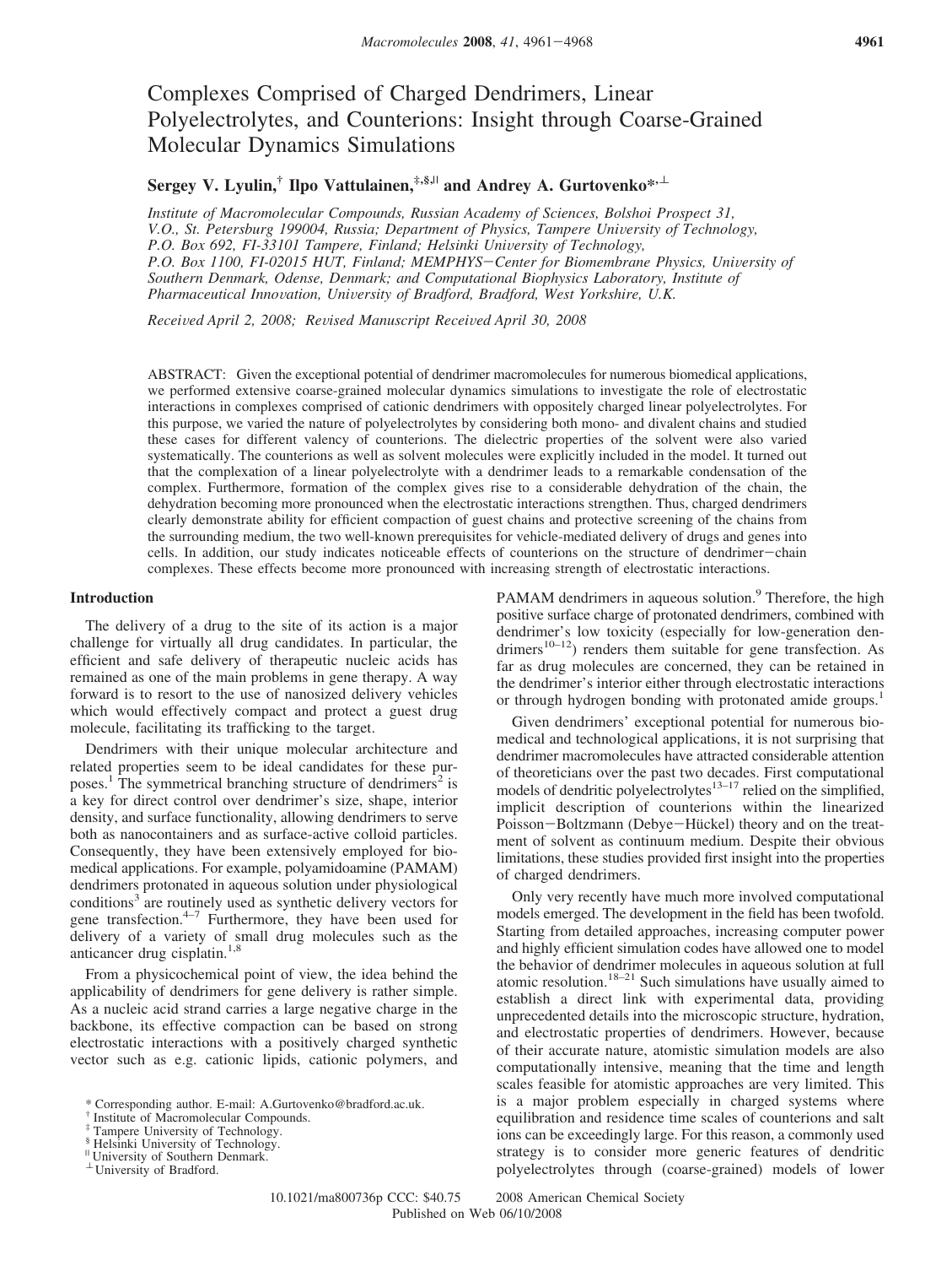# Complexes Comprised of Charged Dendrimers, Linear Polyelectrolytes, and Counterions: Insight through Coarse-Grained Molecular Dynamics Simulations

**Sergey V. Lyulin,[†] Ilpo Vattulainen,[‡,§,||] and Andrey A. Gurtovenko*[,⊥]**

*Institute of Macromolecular Compounds, Russian Academy of Sciences, Bolshoi Prospect 31, V.O., St. Petersburg 199004, Russia; Department of Physics, Tampere University of Technology, P.O. Box 692, FI-33101 Tampere, Finland; Helsinki University of Technology, P.O. Box 1100, FI-02015 HUT, Finland; MEMPHYS—Center for Biomembrane Physics, University of Southern Denmark, Odense, Denmark; and Computational Biophysics Laboratory, Institute of Pharmaceutical Innovation, University of Bradford, Bradford, West Yorkshire, U.K.*

*Received April 2, 2008; Revised Manuscript Received April 30, 2008*

ABSTRACT: Given the exceptional potential of dendrimer macromolecules for numerous biomedical applications, we performed extensive coarse-grained molecular dynamics simulations to investigate the role of electrostatic interactions in complexes comprised of cationic dendrimers with oppositely charged linear polyelectrolytes. For this purpose, we varied the nature of polyelectrolytes by considering both mono- and divalent chains and studied these cases for different valency of counterions. The dielectric properties of the solvent were also varied systematically. The counterions as well as solvent molecules were explicitly included in the model. It turned out that the complexation of a linear polyelectrolyte with a dendrimer leads to a remarkable condensation of the complex. Furthermore, formation of the complex gives rise to a considerable dehydration of the chain, the dehydration becoming more pronounced when the electrostatic interactions strengthen. Thus, charged dendrimers clearly demonstrate ability for efficient compaction of guest chains and protective screening of the chains from the surrounding medium, the two well-known prerequisites for vehicle-mediated delivery of drugs and genes into cells. In addition, our study indicates noticeable effects of counterions on the structure of dendrimer–chain complexes. These effects become more pronounced with increasing strength of electrostatic interactions.

## Introduction

The delivery of a drug to the site of its action is a major challenge for virtually all drug candidates. In particular, the efficient and safe delivery of therapeutic nucleic acids has remained as one of the main problems in gene therapy. A way forward is to resort to the use of nanosized delivery vehicles which would effectively compact and protect a guest drug molecule, facilitating its trafficking to the target.

Dendrimers with their unique molecular architecture and related properties seem to be ideal candidates for these purposes.[1] The symmetrical branching structure of dendrimers[2] is a key for direct control over dendrimer's size, shape, interior density, and surface functionality, allowing dendrimers to serve both as nanocontainers and as surface-active colloid particles. Consequently, they have been extensively employed for biomedical applications. For example, polyamidoamine (PAMAM) dendrimers protonated in aqueous solution under physiological conditions[3] are routinely used as synthetic delivery vectors for gene transfection.[4–7] Furthermore, they have been used for delivery of a variety of small drug molecules such as the anticancer drug cisplatin.[1,8]

From a physicochemical point of view, the idea behind the applicability of dendrimers for gene delivery is rather simple. As a nucleic acid strand carries a large negative charge in the backbone, its effective compaction can be based on strong electrostatic interactions with a positively charged synthetic vector such as e.g. cationic lipids, cationic polymers, and PAMAM dendrimers in aqueous solution.[9] Therefore, the high positive surface charge of protonated dendrimers, combined with dendrimer's low toxicity (especially for low-generation dendrimers[10–12]) renders them suitable for gene transfection. As far as drug molecules are concerned, they can be retained in the dendrimer's interior either through electrostatic interactions or through hydrogen bonding with protonated amide groups.[1]

Given dendrimers' exceptional potential for numerous biomedical and technological applications, it is not surprising that dendrimer macromolecules have attracted considerable attention of theoreticians over the past two decades. First computational models of dendritic polyelectrolytes[13–17] relied on the simplified, implicit description of counterions within the linearized Poisson–Boltzmann (Debye–Hückel) theory and on the treatment of solvent as continuum medium. Despite their obvious limitations, these studies provided first insight into the properties of charged dendrimers.

Only very recently have much more involved computational models emerged. The development in the field has been twofold. Starting from detailed approaches, increasing computer power and highly efficient simulation codes have allowed one to model the behavior of dendrimer molecules in aqueous solution at full atomic resolution.[18–21] Such simulations have usually aimed to establish a direct link with experimental data, providing unprecedented details into the microscopic structure, hydration, and electrostatic properties of dendrimers. However, because of their accurate nature, atomistic simulation models are also computationally intensive, meaning that the time and length scales feasible for atomistic approaches are very limited. This is a major problem especially in charged systems where equilibration and residence time scales of counterions and salt ions can be exceedingly large. For this reason, a commonly used strategy is to consider more generic features of dendritic polyelectrolytes through (coarse-grained) models of lower

\* Corresponding author. E-mail: A.Gurtovenko@bradford.ac.uk.
[†] Institute of Macromolecular Compounds.
[‡] Tampere University of Technology.
[§] Helsinki University of Technology.
[||] University of Southern Denmark.
[⊥] University of Bradford.

10.1021/ma800736p CCC: $40.75 © 2008 American Chemical Society
Published on Web 06/10/2008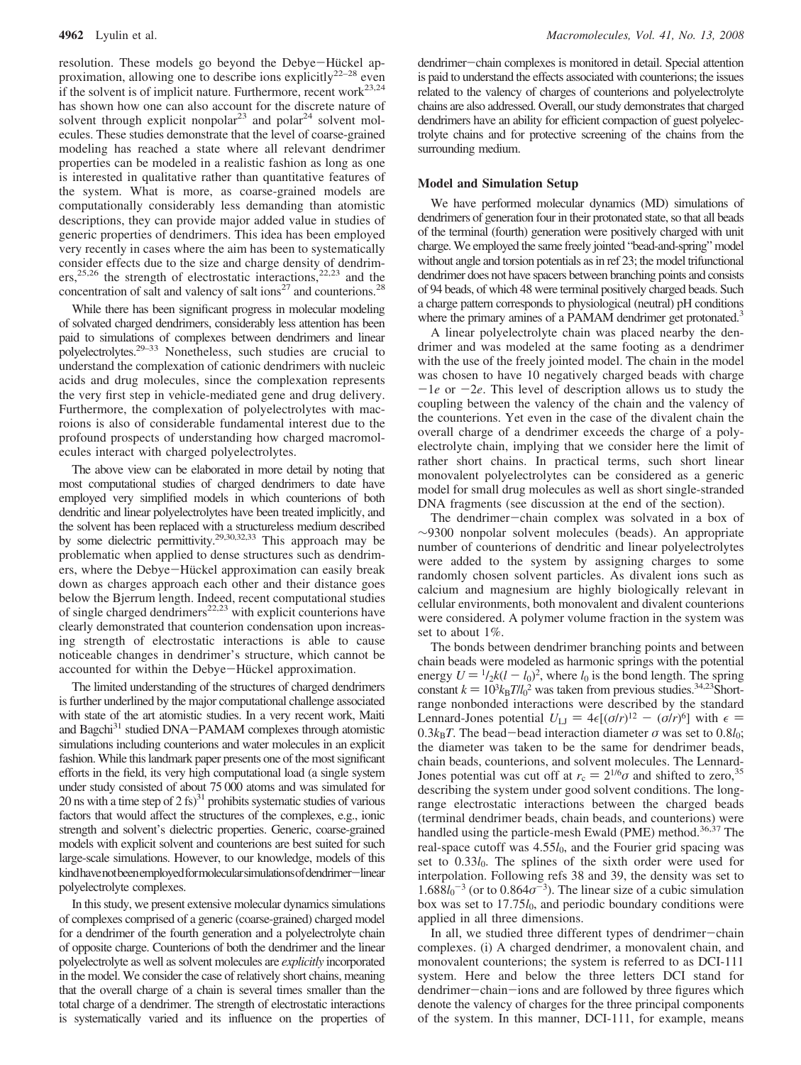resolution. These models go beyond the Debye–Hückel approximation, allowing one to describe ions explicitly[22–28] even if the solvent is of implicit nature. Furthermore, recent work[23,24] has shown how one can also account for the discrete nature of solvent through explicit nonpolar[23] and polar[24] solvent molecules. These studies demonstrate that the level of coarse-grained modeling has reached a state where all relevant dendrimer properties can be modeled in a realistic fashion as long as one is interested in qualitative rather than quantitative features of the system. What is more, as coarse-grained models are computationally considerably less demanding than atomistic descriptions, they can provide major added value in studies of generic properties of dendrimers. This idea has been employed very recently in cases where the aim has been to systematically consider effects due to the size and charge density of dendrimers,[25,26] the strength of electrostatic interactions,[22,23] and the concentration of salt and valency of salt ions[27] and counterions.[28]

While there has been significant progress in molecular modeling of solvated charged dendrimers, considerably less attention has been paid to simulations of complexes between dendrimers and linear polyelectrolytes.[29–33] Nonetheless, such studies are crucial to understand the complexation of cationic dendrimers with nucleic acids and drug molecules, since the complexation represents the very first step in vehicle-mediated gene and drug delivery. Furthermore, the complexation of polyelectrolytes with macroions is also of considerable fundamental interest due to the profound prospects of understanding how charged macromolecules interact with charged polyelectrolytes.

The above view can be elaborated in more detail by noting that most computational studies of charged dendrimers to date have employed very simplified models in which counterions of both dendritic and linear polyelectrolytes have been treated implicitly, and the solvent has been replaced with a structureless medium described by some dielectric permittivity.[29,30,32,33] This approach may be problematic when applied to dense structures such as dendrimers, where the Debye–Hückel approximation can easily break down as charges approach each other and their distance goes below the Bjerrum length. Indeed, recent computational studies of single charged dendrimers[22,23] with explicit counterions have clearly demonstrated that counterion condensation upon increasing strength of electrostatic interactions is able to cause noticeable changes in dendrimer's structure, which cannot be accounted for within the Debye–Hückel approximation.

The limited understanding of the structures of charged dendrimers is further underlined by the major computational challenge associated with state of the art atomistic studies. In a very recent work, Maiti and Bagchi[31] studied DNA–PAMAM complexes through atomistic simulations including counterions and water molecules in an explicit fashion. While this landmark paper presents one of the most significant efforts in the field, its very high computational load (a single system under study consisted of about 75 000 atoms and was simulated for 20 ns with a time step of 2 fs)[31] prohibits systematic studies of various factors that would affect the structures of the complexes, e.g., ionic strength and solvent's dielectric properties. Generic, coarse-grained models with explicit solvent and counterions are best suited for such large-scale simulations. However, to our knowledge, models of this kind have not been employed for molecular simulations of dendrimer–linear polyelectrolyte complexes.

In this study, we present extensive molecular dynamics simulations of complexes comprised of a generic (coarse-grained) charged model for a dendrimer of the fourth generation and a polyelectrolyte chain of opposite charge. Counterions of both the dendrimer and the linear polyelectrolyte as well as solvent molecules are *explicitly* incorporated in the model. We consider the case of relatively short chains, meaning that the overall charge of a chain is several times smaller than the total charge of a dendrimer. The strength of electrostatic interactions is systematically varied and its influence on the properties of dendrimer–chain complexes is monitored in detail. Special attention is paid to understand the effects associated with counterions; the issues related to the valency of charges of counterions and polyelectrolyte chains are also addressed. Overall, our study demonstrates that charged dendrimers have an ability for efficient compaction of guest polyelectrolyte chains and for protective screening of the chains from the surrounding medium.

## Model and Simulation Setup

We have performed molecular dynamics (MD) simulations of dendrimers of generation four in their protonated state, so that all beads of the terminal (fourth) generation were positively charged with unit charge. We employed the same freely jointed "bead-and-spring" model without angle and torsion potentials as in ref 23; the model trifunctional dendrimer does not have spacers between branching points and consists of 94 beads, of which 48 were terminal positively charged beads. Such a charge pattern corresponds to physiological (neutral) pH conditions where the primary amines of a PAMAM dendrimer get protonated.[3]

A linear polyelectrolyte chain was placed nearby the dendrimer and was modeled at the same footing as a dendrimer with the use of the freely jointed model. The chain in the model was chosen to have 10 negatively charged beads with charge $-1e$ or $-2e$. This level of description allows us to study the coupling between the valency of the chain and the valency of the counterions. Yet even in the case of the divalent chain the overall charge of a dendrimer exceeds the charge of a polyelectrolyte chain, implying that we consider here the limit of rather short chains. In practical terms, such short linear monovalent polyelectrolytes can be considered as a generic model for small drug molecules as well as short single-stranded DNA fragments (see discussion at the end of the section).

The dendrimer–chain complex was solvated in a box of ~9300 nonpolar solvent molecules (beads). An appropriate number of counterions of dendritic and linear polyelectrolytes were added to the system by assigning charges to some randomly chosen solvent particles. As divalent ions such as calcium and magnesium are highly biologically relevant in cellular environments, both monovalent and divalent counterions were considered. A polymer volume fraction in the system was set to about 1%.

The bonds between dendrimer branching points and between chain beads were modeled as harmonic springs with the potential energy $U = {}^1/_2k(l - l_0)^2$, where $l_0$ is the bond length. The spring constant $k = 10^3k_BT/l_0^2$ was taken from previous studies.[34,23] Short-range nonbonded interactions were described by the standard Lennard-Jones potential $U_{LJ} = 4\epsilon[(\sigma/r)^{12} - (\sigma/r)^6]$ with $\epsilon = 0.3k_BT$. The bead–bead interaction diameter $\sigma$ was set to $0.8l_0$; the diameter was taken to be the same for dendrimer beads, chain beads, counterions, and solvent molecules. The Lennard-Jones potential was cut off at $r_c = 2^{1/6}\sigma$ and shifted to zero,[35] describing the system under good solvent conditions. The long-range electrostatic interactions between the charged beads (terminal dendrimer beads, chain beads, and counterions) were handled using the particle-mesh Ewald (PME) method.[36,37] The real-space cutoff was $4.55l_0$, and the Fourier grid spacing was set to $0.33l_0$. The splines of the sixth order were used for interpolation. Following refs 38 and 39, the density was set to $1.688l_0^{-3}$ (or to $0.864\sigma^{-3}$). The linear size of a cubic simulation box was set to $17.75l_0$, and periodic boundary conditions were applied in all three dimensions.

In all, we studied three different types of dendrimer–chain complexes. (i) A charged dendrimer, a monovalent chain, and monovalent counterions; the system is referred to as DCI-111 system. Here and below the three letters DCI stand for dendrimer–chain–ions and are followed by three figures which denote the valency of charges for the three principal components of the system. In this manner, DCI-111, for example, means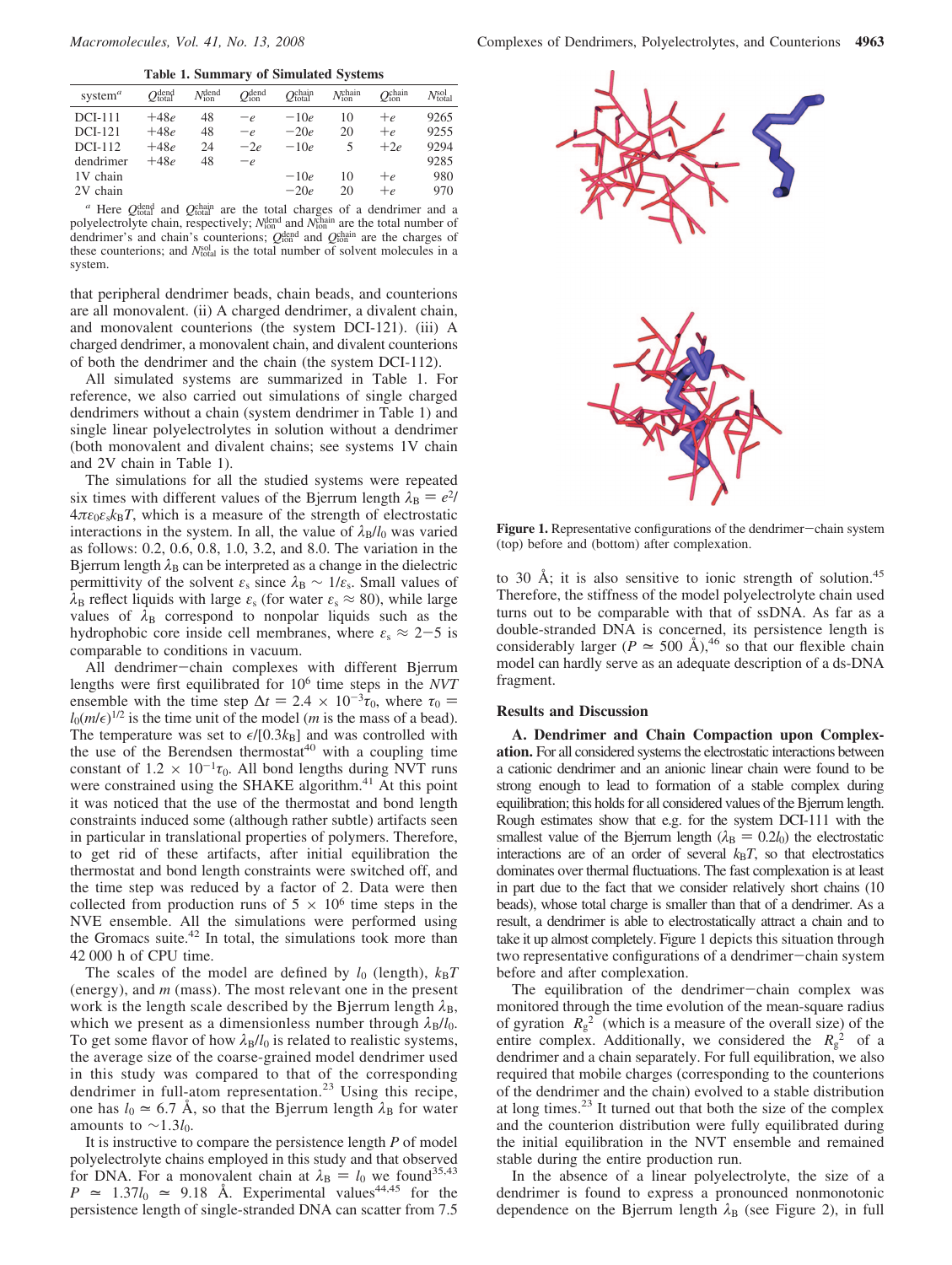**Table 1. Summary of Simulated Systems**

| system[a] | $Q_{total}^{dend}$ | $N_{ion}^{dend}$ | $Q_{ion}^{dend}$ | $Q_{total}^{chain}$ | $N_{ion}^{chain}$ | $Q_{ion}^{chain}$ | $N_{total}^{sol}$ |
|---|---|---|---|---|---|---|---|
| DCI-111 | $+48e$ | 48 | $-e$ | $-10e$ | 10 | $+e$ | 9265 |
| DCI-121 | $+48e$ | 48 | $-e$ | $-20e$ | 20 | $+e$ | 9255 |
| DCI-112 | $+48e$ | 24 | $-2e$ | $-10e$ | 5 | $+2e$ | 9294 |
| dendrimer | $+48e$ | 48 | $-e$ | | | | 9285 |
| 1V chain | | | | $-10e$ | 10 | $+e$ | 980 |
| 2V chain | | | | $-20e$ | 20 | $+e$ | 970 |

[a] Here $Q_{total}^{dend}$ and $Q_{total}^{chain}$ are the total charges of a dendrimer and a polyelectrolyte chain, respectively; $N_{ion}^{dend}$ and $N_{ion}^{chain}$ are the total number of dendrimer's and chain's counterions; $Q_{ion}^{dend}$ and $Q_{ion}^{chain}$ are the charges of these counterions; and $N_{total}^{sol}$ is the total number of solvent molecules in a system.

that peripheral dendrimer beads, chain beads, and counterions are all monovalent. (ii) A charged dendrimer, a divalent chain, and monovalent counterions (the system DCI-121). (iii) A charged dendrimer, a monovalent chain, and divalent counterions of both the dendrimer and the chain (the system DCI-112).

All simulated systems are summarized in Table 1. For reference, we also carried out simulations of single charged dendrimers without a chain (system dendrimer in Table 1) and single linear polyelectrolytes in solution without a dendrimer (both monovalent and divalent chains; see systems 1V chain and 2V chain in Table 1).

The simulations for all the studied systems were repeated six times with different values of the Bjerrum length $\lambda_B = e^2/4\pi\varepsilon_0\varepsilon_s k_B T$, which is a measure of the strength of electrostatic interactions in the system. In all, the value of $\lambda_B/l_0$ was varied as follows: 0.2, 0.6, 0.8, 1.0, 3.2, and 8.0. The variation in the Bjerrum length $\lambda_B$ can be interpreted as a change in the dielectric permittivity of the solvent $\varepsilon_s$ since $\lambda_B \sim 1/\varepsilon_s$. Small values of $\lambda_B$ reflect liquids with large $\varepsilon_s$ (for water $\varepsilon_s \approx 80$), while large values of $\lambda_B$ correspond to nonpolar liquids such as the hydrophobic core inside cell membranes, where $\varepsilon_s \approx 2-5$ is comparable to conditions in vacuum.

All dendrimer–chain complexes with different Bjerrum lengths were first equilibrated for $10^6$ time steps in the *NVT* ensemble with the time step $\Delta t = 2.4 \times 10^{-3}\tau_0$, where $\tau_0 = l_0(m/\epsilon)^{1/2}$ is the time unit of the model ($m$ is the mass of a bead). The temperature was set to $\epsilon/[0.3k_B]$ and was controlled with the use of the Berendsen thermostat[40] with a coupling time constant of $1.2 \times 10^{-1}\tau_0$. All bond lengths during NVT runs were constrained using the SHAKE algorithm.[41] At this point it was noticed that the use of the thermostat and bond length constraints induced some (although rather subtle) artifacts seen in particular in translational properties of polymers. Therefore, to get rid of these artifacts, after initial equilibration the thermostat and bond length constraints were switched off, and the time step was reduced by a factor of 2. Data were then collected from production runs of $5 \times 10^6$ time steps in the NVE ensemble. All the simulations were performed using the Gromacs suite.[42] In total, the simulations took more than 42 000 h of CPU time.

The scales of the model are defined by $l_0$ (length), $k_BT$ (energy), and $m$ (mass). The most relevant one in the present work is the length scale described by the Bjerrum length $\lambda_B$, which we present as a dimensionless number through $\lambda_B/l_0$. To get some flavor of how $\lambda_B/l_0$ is related to realistic systems, the average size of the coarse-grained model dendrimer used in this study was compared to that of the corresponding dendrimer in full-atom representation.[23] Using this recipe, one has $l_0 \simeq 6.7$ Å, so that the Bjerrum length $\lambda_B$ for water amounts to $\sim 1.3l_0$.

It is instructive to compare the persistence length $P$ of model polyelectrolyte chains employed in this study and that observed for DNA. For a monovalent chain at $\lambda_B = l_0$ we found[35,43] $P \simeq 1.37l_0 \simeq 9.18$ Å. Experimental values[44,45] for the persistence length of single-stranded DNA can scatter from 7.5 to 30 Å; it is also sensitive to ionic strength of solution.[45] Therefore, the stiffness of the model polyelectrolyte chain used turns out to be comparable with that of ssDNA. As far as a double-stranded DNA is concerned, its persistence length is considerably larger ($P \simeq 500$ Å),[46] so that our flexible chain model can hardly serve as an adequate description of a ds-DNA fragment.

Figure 1. Representative configurations of the dendrimer–chain system (top) before and (bottom) after complexation.

## Results and Discussion

**A. Dendrimer and Chain Compaction upon Complexation.** For all considered systems the electrostatic interactions between a cationic dendrimer and an anionic linear chain were found to be strong enough to lead to formation of a stable complex during equilibration; this holds for all considered values of the Bjerrum length. Rough estimates show that e.g. for the system DCI-111 with the smallest value of the Bjerrum length ($\lambda_B = 0.2l_0$) the electrostatic interactions are of an order of several $k_BT$, so that electrostatics dominates over thermal fluctuations. The fast complexation is at least in part due to the fact that we consider relatively short chains (10 beads), whose total charge is smaller than that of a dendrimer. As a result, a dendrimer is able to electrostatically attract a chain and to take it up almost completely. Figure 1 depicts this situation through two representative configurations of a dendrimer–chain system before and after complexation.

The equilibration of the dendrimer–chain complex was monitored through the time evolution of the mean-square radius of gyration $R_g^2$ (which is a measure of the overall size) of the entire complex. Additionally, we considered the $R_g^2$ of a dendrimer and a chain separately. For full equilibration, we also required that mobile charges (corresponding to the counterions of the dendrimer and the chain) evolved to a stable distribution at long times.[23] It turned out that both the size of the complex and the counterion distribution were fully equilibrated during the initial equilibration in the NVT ensemble and remained stable during the entire production run.

In the absence of a linear polyelectrolyte, the size of a dendrimer is found to express a pronounced nonmonotonic dependence on the Bjerrum length $\lambda_B$ (see Figure 2), in full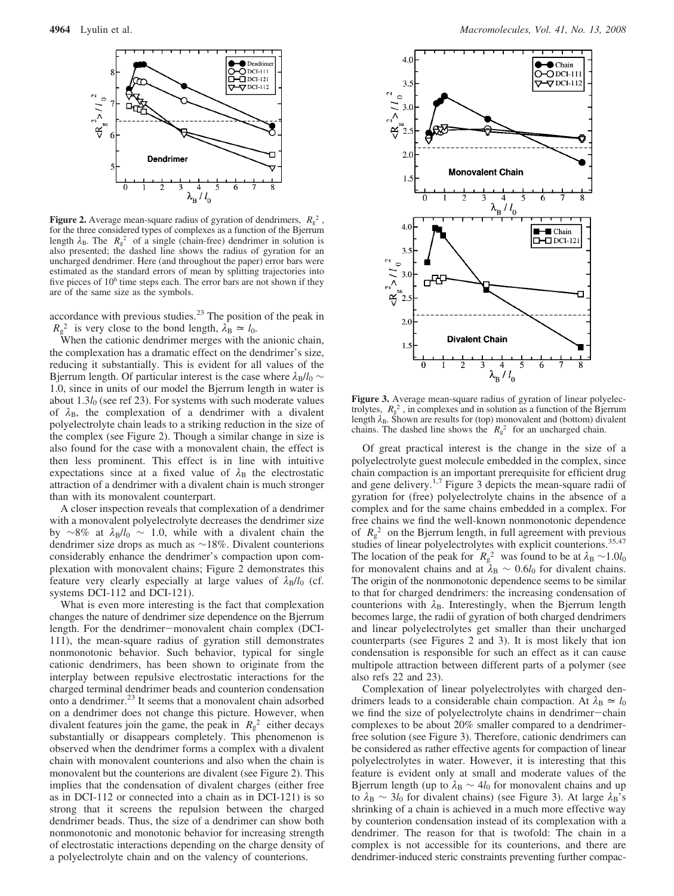**Figure 2.** Average mean-square radius of gyration of dendrimers, $\langle R_g^2 \rangle$, for the three considered types of complexes as a function of the Bjerrum length $\lambda_B$. The $\langle R_g^2 \rangle$ of a single (chain-free) dendrimer in solution is also presented; the dashed line shows the radius of gyration for an uncharged dendrimer. Here (and throughout the paper) error bars were estimated as the standard errors of mean by splitting trajectories into five pieces of $10^6$ time steps each. The error bars are not shown if they are of the same size as the symbols.

accordance with previous studies.[23] The position of the peak in $\langle R_g^2 \rangle$ is very close to the bond length, $\lambda_B \simeq l_0$.

When the cationic dendrimer merges with the anionic chain, the complexation has a dramatic effect on the dendrimer's size, reducing it substantially. This is evident for all values of the Bjerrum length. Of particular interest is the case where $\lambda_B/l_0 \sim 1.0$, since in units of our model the Bjerrum length in water is about $1.3l_0$ (see ref 23). For systems with such moderate values of $\lambda_B$, the complexation of a dendrimer with a divalent polyelectrolyte chain leads to a striking reduction in the size of the complex (see Figure 2). Though a similar change in size is also found for the case with a monovalent chain, the effect is then less prominent. This effect is in line with intuitive expectations since at a fixed value of $\lambda_B$ the electrostatic attraction of a dendrimer with a divalent chain is much stronger than with its monovalent counterpart.

A closer inspection reveals that complexation of a dendrimer with a monovalent polyelectrolyte decreases the dendrimer size by ~8% at $\lambda_B/l_0 \sim 1.0$, while with a divalent chain the dendrimer size drops as much as ~18%. Divalent counterions considerably enhance the dendrimer's compaction upon complexation with monovalent chains; Figure 2 demonstrates this feature very clearly especially at large values of $\lambda_B/l_0$ (cf. systems DCI-112 and DCI-121).

What is even more interesting is the fact that complexation changes the nature of dendrimer size dependence on the Bjerrum length. For the dendrimer–monovalent chain complex (DCI-111), the mean-square radius of gyration still demonstrates nonmonotonic behavior. Such behavior, typical for single cationic dendrimers, has been shown to originate from the interplay between repulsive electrostatic interactions for the charged terminal dendrimer beads and counterion condensation onto a dendrimer.[23] It seems that a monovalent chain adsorbed on a dendrimer does not change this picture. However, when divalent features join the game, the peak in $\langle R_g^2 \rangle$ either decays substantially or disappears completely. This phenomenon is observed when the dendrimer forms a complex with a divalent chain with monovalent counterions and also when the chain is monovalent but the counterions are divalent (see Figure 2). This implies that the condensation of divalent charges (either free as in DCI-112 or connected into a chain as in DCI-121) is so strong that it screens the repulsion between the charged dendrimer beads. Thus, the size of a dendrimer can show both nonmonotonic and monotonic behavior for increasing strength of electrostatic interactions depending on the charge density of a polyelectrolyte chain and on the valency of counterions.

**Figure 3.** Average mean-square radius of gyration of linear polyelectrolytes, $\langle R_g^2 \rangle$, in complexes and in solution as a function of the Bjerrum length $\lambda_B$. Shown are results for (top) monovalent and (bottom) divalent chains. The dashed line shows the $\langle R_g^2 \rangle$ for an uncharged chain.

Of great practical interest is the change in the size of a polyelectrolyte guest molecule embedded in the complex, since chain compaction is an important prerequisite for efficient drug and gene delivery.[1,7] Figure 3 depicts the mean-square radii of gyration for (free) polyelectrolyte chains in the absence of a complex and for the same chains embedded in a complex. For free chains we find the well-known nonmonotonic dependence of $\langle R_g^2 \rangle$ on the Bjerrum length, in full agreement with previous studies of linear polyelectrolytes with explicit counterions.[35,47] The location of the peak for $\langle R_g^2 \rangle$ was found to be at $\lambda_B \sim 1.0l_0$ for monovalent chains and at $\lambda_B \sim 0.6l_0$ for divalent chains. The origin of the nonmonotonic dependence seems to be similar to that for charged dendrimers: the increasing condensation of counterions with $\lambda_B$. Interestingly, when the Bjerrum length becomes large, the radii of gyration of both charged dendrimers and linear polyelectrolytes get smaller than their uncharged counterparts (see Figures 2 and 3). It is most likely that ion condensation is responsible for such an effect as it can cause multipole attraction between different parts of a polymer (see also refs 22 and 23).

Complexation of linear polyelectrolytes with charged dendrimers leads to a considerable chain compaction. At $\lambda_B \simeq l_0$ we find the size of polyelectrolyte chains in dendrimer–chain complexes to be about 20% smaller compared to a dendrimer-free solution (see Figure 3). Therefore, cationic dendrimers can be considered as rather effective agents for compaction of linear polyelectrolytes in water. However, it is interesting that this feature is evident only at small and moderate values of the Bjerrum length (up to $\lambda_B \sim 4l_0$ for monovalent chains and up to $\lambda_B \sim 3l_0$ for divalent chains) (see Figure 3). At large $\lambda_B$'s shrinking of a chain is achieved in a much more effective way by counterion condensation instead of its complexation with a dendrimer. The reason for that is twofold: The chain in a complex is not accessible for its counterions, and there are dendrimer-induced steric constraints preventing further compac-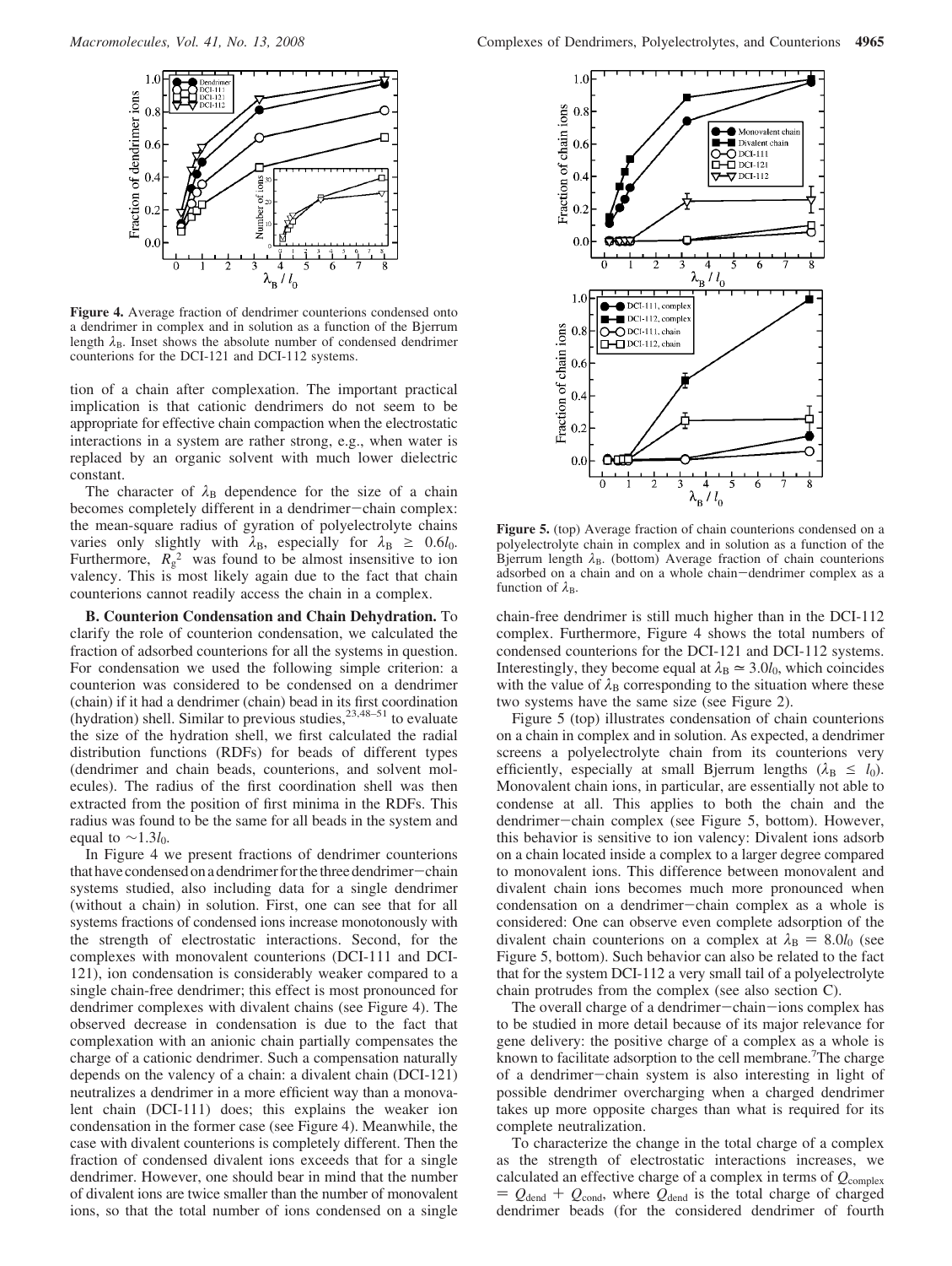**Figure 4.** Average fraction of dendrimer counterions condensed onto a dendrimer in complex and in solution as a function of the Bjerrum length $\lambda_B$. Inset shows the absolute number of condensed dendrimer counterions for the DCI-121 and DCI-112 systems.

tion of a chain after complexation. The important practical implication is that cationic dendrimers do not seem to be appropriate for effective chain compaction when the electrostatic interactions in a system are rather strong, e.g., when water is replaced by an organic solvent with much lower dielectric constant.

The character of $\lambda_B$ dependence for the size of a chain becomes completely different in a dendrimer–chain complex: the mean-square radius of gyration of polyelectrolyte chains varies only slightly with $\lambda_B$, especially for $\lambda_B \geq 0.6 l_0$. Furthermore, $R_g^2$ was found to be almost insensitive to ion valency. This is most likely again due to the fact that chain counterions cannot readily access the chain in a complex.

**B. Counterion Condensation and Chain Dehydration.** To clarify the role of counterion condensation, we calculated the fraction of adsorbed counterions for all the systems in question. For condensation we used the following simple criterion: a counterion was considered to be condensed on a dendrimer (chain) if it had a dendrimer (chain) bead in its first coordination (hydration) shell. Similar to previous studies,[23,48–51] to evaluate the size of the hydration shell, we first calculated the radial distribution functions (RDFs) for beads of different types (dendrimer and chain beads, counterions, and solvent molecules). The radius of the first coordination shell was then extracted from the position of first minima in the RDFs. This radius was found to be the same for all beads in the system and equal to $\sim 1.3 l_0$.

In Figure 4 we present fractions of dendrimer counterions that have condensed on a dendrimer for the three dendrimer–chain systems studied, also including data for a single dendrimer (without a chain) in solution. First, one can see that for all systems fractions of condensed ions increase monotonously with the strength of electrostatic interactions. Second, for the complexes with monovalent counterions (DCI-111 and DCI-121), ion condensation is considerably weaker compared to a single chain-free dendrimer; this effect is most pronounced for dendrimer complexes with divalent chains (see Figure 4). The observed decrease in condensation is due to the fact that complexation with an anionic chain partially compensates the charge of a cationic dendrimer. Such a compensation naturally depends on the valency of a chain: a divalent chain (DCI-121) neutralizes a dendrimer in a more efficient way than a monovalent chain (DCI-111) does; this explains the weaker ion condensation in the former case (see Figure 4). Meanwhile, the case with divalent counterions is completely different. Then the fraction of condensed divalent ions exceeds that for a single dendrimer. However, one should bear in mind that the number of divalent ions are twice smaller than the number of monovalent ions, so that the total number of ions condensed on a single chain-free dendrimer is still much higher than in the DCI-112 complex. Furthermore, Figure 4 shows the total numbers of condensed counterions for the DCI-121 and DCI-112 systems. Interestingly, they become equal at $\lambda_B \simeq 3.0 l_0$, which coincides with the value of $\lambda_B$ corresponding to the situation where these two systems have the same size (see Figure 2).

**Figure 5.** (top) Average fraction of chain counterions condensed on a polyelectrolyte chain in complex and in solution as a function of the Bjerrum length $\lambda_B$. (bottom) Average fraction of chain counterions adsorbed on a chain and on a whole chain–dendrimer complex as a function of $\lambda_B$.

Figure 5 (top) illustrates condensation of chain counterions on a chain in complex and in solution. As expected, a dendrimer screens a polyelectrolyte chain from its counterions very efficiently, especially at small Bjerrum lengths ($\lambda_B \leq l_0$). Monovalent chain ions, in particular, are essentially not able to condense at all. This applies to both the chain and the dendrimer–chain complex (see Figure 5, bottom). However, this behavior is sensitive to ion valency: Divalent ions adsorb on a chain located inside a complex to a larger degree compared to monovalent ions. This difference between monovalent and divalent chain ions becomes much more pronounced when condensation on a dendrimer–chain complex as a whole is considered: One can observe even complete adsorption of the divalent chain counterions on a complex at $\lambda_B = 8.0 l_0$ (see Figure 5, bottom). Such behavior can also be related to the fact that for the system DCI-112 a very small tail of a polyelectrolyte chain protrudes from the complex (see also section C).

The overall charge of a dendrimer–chain–ions complex has to be studied in more detail because of its major relevance for gene delivery: the positive charge of a complex as a whole is known to facilitate adsorption to the cell membrane.[7] The charge of a dendrimer–chain system is also interesting in light of possible dendrimer overcharging when a charged dendrimer takes up more opposite charges than what is required for its complete neutralization.

To characterize the change in the total charge of a complex as the strength of electrostatic interactions increases, we calculated an effective charge of a complex in terms of $Q_{complex} = Q_{dend} + Q_{cond}$, where $Q_{dend}$ is the total charge of charged dendrimer beads (for the considered dendrimer of fourth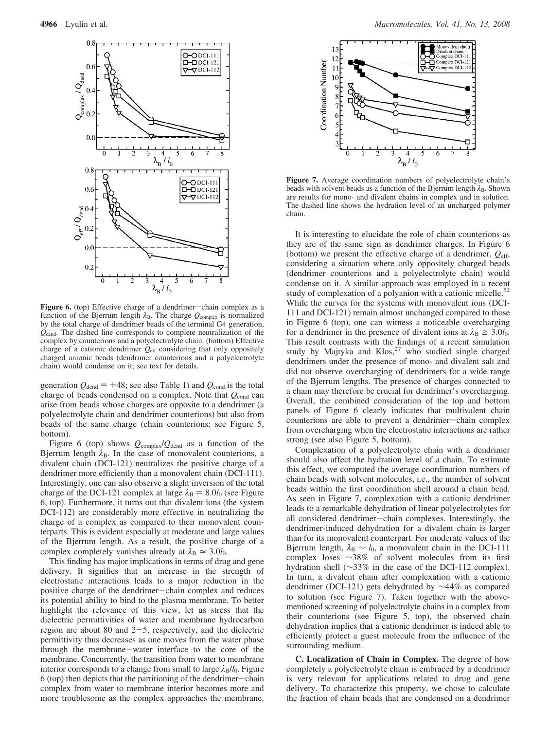**Figure 6.** (top) Effective charge of a dendrimer–chain complex as a function of the Bjerrum length $\lambda_B$. The charge $Q_{complex}$ is normalized by the total charge of dendrimer beads of the terminal G4 generation, $Q_{dend}$. The dashed line corresponds to complete neutralization of the complex by counterions and a polyelectrolyte chain. (bottom) Effective charge of a cationic dendrimer $Q_{eff}$ considering that only oppositely charged anionic beads (dendrimer counterions and a polyelectrolyte chain) would condense on it; see text for details.

generation $Q_{dend} = +48$; see also Table 1) and $Q_{cond}$ is the total charge of beads condensed on a complex. Note that $Q_{cond}$ can arise from beads whose charges are opposite to a dendrimer (a polyelectrolyte chain and dendrimer counterions) but also from beads of the same charge (chain counterions; see Figure 5, bottom).

Figure 6 (top) shows $Q_{complex}/Q_{dend}$ as a function of the Bjerrum length $\lambda_B$. In the case of monovalent counterions, a divalent chain (DCI-121) neutralizes the positive charge of a dendrimer more efficiently than a monovalent chain (DCI-111). Interestingly, one can also observe a slight inversion of the total charge of the DCI-121 complex at large $\lambda_B = 8.0 l_0$ (see Figure 6, top). Furthermore, it turns out that divalent ions (the system DCI-112) are considerably more effective in neutralizing the charge of a complex as compared to their monovalent counterparts. This is evident especially at moderate and large values of the Bjerrum length. As a result, the positive charge of a complex completely vanishes already at $\lambda_B \simeq 3.0 l_0$.

This finding has major implications in terms of drug and gene delivery. It signifies that an increase in the strength of electrostatic interactions leads to a major reduction in the positive charge of the dendrimer–chain complex and reduces its potential ability to bind to the plasma membrane. To better highlight the relevance of this view, let us stress that the dielectric permittivities of water and membrane hydrocarbon region are about 80 and 2–5, respectively, and the dielectric permittivity thus decreases as one moves from the water phase through the membrane–water interface to the core of the membrane. Concurrently, the transition from water to membrane interior corresponds to a change from small to large $\lambda_B/l_0$. Figure 6 (top) then depicts that the partitioning of the dendrimer–chain complex from water to membrane interior becomes more and more troublesome as the complex approaches the membrane.

**Figure 7.** Average coordination numbers of polyelectrolyte chain's beads with solvent beads as a function of the Bjerrum length $\lambda_B$. Shown are results for mono- and divalent chains in complex and in solution. The dashed line shows the hydration level of an uncharged polymer chain.

It is interesting to elucidate the role of chain counterions as they are of the same sign as dendrimer charges. In Figure 6 (bottom) we present the effective charge of a dendrimer, $Q_{eff}$, considering a situation where only oppositely charged beads (dendrimer counterions and a polyelectrolyte chain) would condense on it. A similar approach was employed in a recent study of complexation of a polyanion with a cationic micelle.[52] While the curves for the systems with monovalent ions (DCI-111 and DCI-121) remain almost unchanged compared to those in Figure 6 (top), one can witness a noticeable overcharging for a dendrimer in the presence of divalent ions at $\lambda_B \geq 3.0 l_0$. This result contrasts with the findings of a recent simulation study by Majtyka and Klos,[27] who studied single charged dendrimers under the presence of mono- and divalent salt and did not observe overcharging of dendrimers for a wide range of the Bjerrum lengths. The presence of charges connected to a chain may therefore be crucial for dendrimer's overcharging. Overall, the combined consideration of the top and bottom panels of Figure 6 clearly indicates that multivalent chain counterions are able to prevent a dendrimer–chain complex from overcharging when the electrostatic interactions are rather strong (see also Figure 5, bottom).

Complexation of a polyelectrolyte chain with a dendrimer should also affect the hydration level of a chain. To estimate this effect, we computed the average coordination numbers of chain beads with solvent molecules, i.e., the number of solvent beads within the first coordination shell around a chain bead. As seen in Figure 7, complexation with a cationic dendrimer leads to a remarkable dehydration of linear polyelectrolytes for all considered dendrimer–chain complexes. Interestingly, the dendrimer-induced dehydration for a divalent chain is larger than for its monovalent counterpart. For moderate values of the Bjerrum length, $\lambda_B \sim l_0$, a monovalent chain in the DCI-111 complex loses ~38% of solvent molecules from its first hydration shell (~33% in the case of the DCI-112 complex). In turn, a divalent chain after complexation with a cationic dendrimer (DCI-121) gets dehydrated by ~44% as compared to solution (see Figure 7). Taken together with the above-mentioned screening of polyelectrolyte chains in a complex from their counterions (see Figure 5, top), the observed chain dehydration implies that a cationic dendrimer is indeed able to efficiently protect a guest molecule from the influence of the surrounding medium.

**C. Localization of Chain in Complex.** The degree of how completely a polyelectrolyte chain is embraced by a dendrimer is very relevant for applications related to drug and gene delivery. To characterize this property, we chose to calculate the fraction of chain beads that are condensed on a dendrimer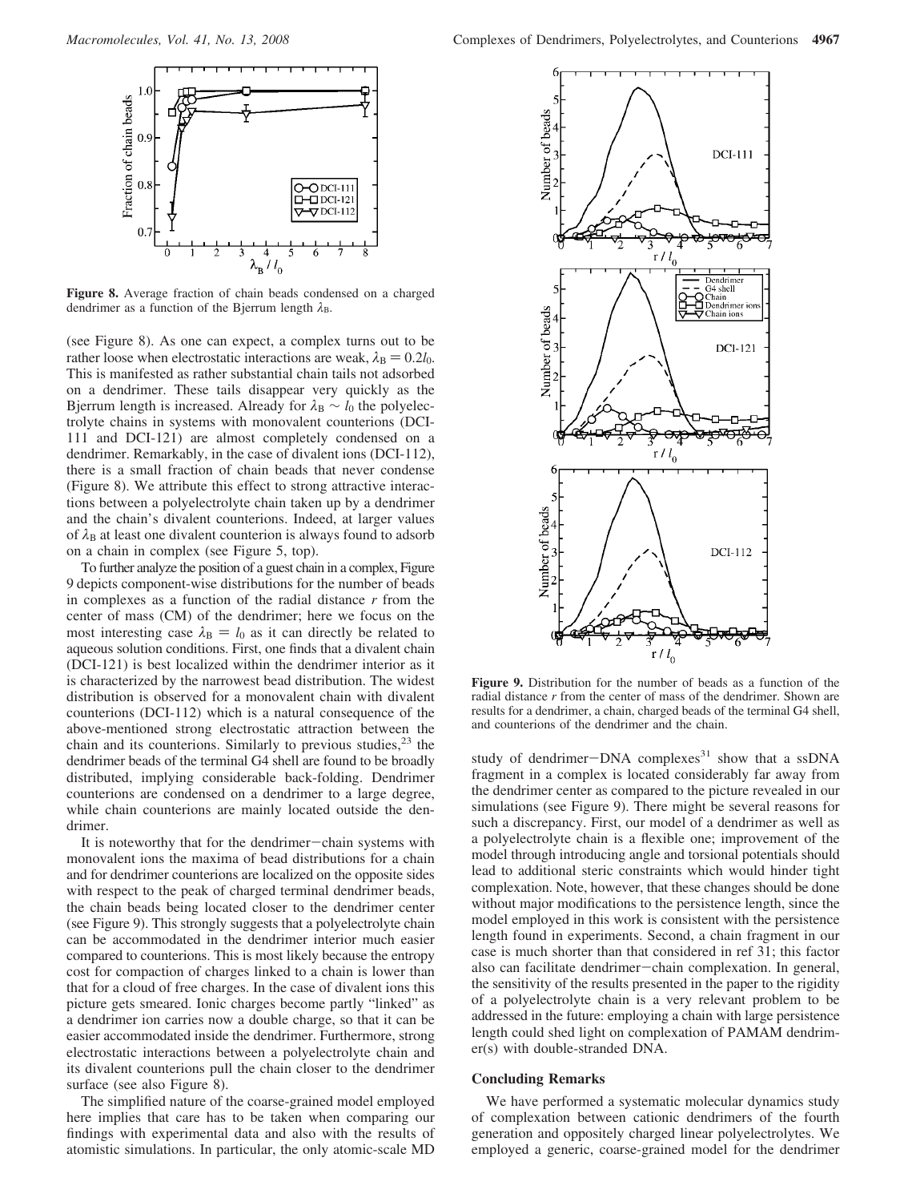Fraction of chain beads

1.0

0.9

0.8

0.7

0 1 2 3 4 5 6 7 8

$\lambda_B / l_0$

DCI-111
DCI-121
DCI-112

**Figure 8.** Average fraction of chain beads condensed on a charged dendrimer as a function of the Bjerrum length $\lambda_B$.

(see Figure 8). As one can expect, a complex turns out to be rather loose when electrostatic interactions are weak, $\lambda_B = 0.2l_0$. This is manifested as rather substantial chain tails not adsorbed on a dendrimer. These tails disappear very quickly as the Bjerrum length is increased. Already for $\lambda_B \sim l_0$ the polyelectrolyte chains in systems with monovalent counterions (DCI-111 and DCI-121) are almost completely condensed on a dendrimer. Remarkably, in the case of divalent ions (DCI-112), there is a small fraction of chain beads that never condense (Figure 8). We attribute this effect to strong attractive interactions between a polyelectrolyte chain taken up by a dendrimer and the chain's divalent counterions. Indeed, at larger values of $\lambda_B$ at least one divalent counterion is always found to adsorb on a chain in complex (see Figure 5, top).

To further analyze the position of a guest chain in a complex, Figure 9 depicts component-wise distributions for the number of beads in complexes as a function of the radial distance $r$ from the center of mass (CM) of the dendrimer; here we focus on the most interesting case $\lambda_B = l_0$ as it can directly be related to aqueous solution conditions. First, one finds that a divalent chain (DCI-121) is best localized within the dendrimer interior as it is characterized by the narrowest bead distribution. The widest distribution is observed for a monovalent chain with divalent counterions (DCI-112) which is a natural consequence of the above-mentioned strong electrostatic attraction between the chain and its counterions. Similarly to previous studies,[23] the dendrimer beads of the terminal G4 shell are found to be broadly distributed, implying considerable back-folding. Dendrimer counterions are condensed on a dendrimer to a large degree, while chain counterions are mainly located outside the dendrimer.

It is noteworthy that for the dendrimer–chain systems with monovalent ions the maxima of bead distributions for a chain and for dendrimer counterions are localized on the opposite sides with respect to the peak of charged terminal dendrimer beads, the chain beads being located closer to the dendrimer center (see Figure 9). This strongly suggests that a polyelectrolyte chain can be accommodated in the dendrimer interior much easier compared to counterions. This is most likely because the entropy cost for compaction of charges linked to a chain is lower than that for a cloud of free charges. In the case of divalent ions this picture gets smeared. Ionic charges become partly "linked" as a dendrimer ion carries now a double charge, so that it can be easier accommodated inside the dendrimer. Furthermore, strong electrostatic interactions between a polyelectrolyte chain and its divalent counterions pull the chain closer to the dendrimer surface (see also Figure 8).

The simplified nature of the coarse-grained model employed here implies that care has to be taken when comparing our findings with experimental data and also with the results of atomistic simulations. In particular, the only atomic-scale MD

Number of beads

DCI-111

DCI-121

DCI-112

$r / l_0$

Dendrimer
G4 shell
Chain
Dendrimer ions
Chain ions

**Figure 9.** Distribution for the number of beads as a function of the radial distance $r$ from the center of mass of the dendrimer. Shown are results for a dendrimer, a chain, charged beads of the terminal G4 shell, and counterions of the dendrimer and the chain.

study of dendrimer–DNA complexes[31] show that a ssDNA fragment in a complex is located considerably far away from the dendrimer center as compared to the picture revealed in our simulations (see Figure 9). There might be several reasons for such a discrepancy. First, our model of a dendrimer as well as a polyelectrolyte chain is a flexible one; improvement of the model through introducing angle and torsional potentials should lead to additional steric constraints which would hinder tight complexation. Note, however, that these changes should be done without major modifications to the persistence length, since the model employed in this work is consistent with the persistence length found in experiments. Second, a chain fragment in our case is much shorter than that considered in ref 31; this factor also can facilitate dendrimer–chain complexation. In general, the sensitivity of the results presented in the paper to the rigidity of a polyelectrolyte chain is a very relevant problem to be addressed in the future: employing a chain with large persistence length could shed light on complexation of PAMAM dendrimer(s) with double-stranded DNA.

## Concluding Remarks

We have performed a systematic molecular dynamics study of complexation between cationic dendrimers of the fourth generation and oppositely charged linear polyelectrolytes. We employed a generic, coarse-grained model for the dendrimer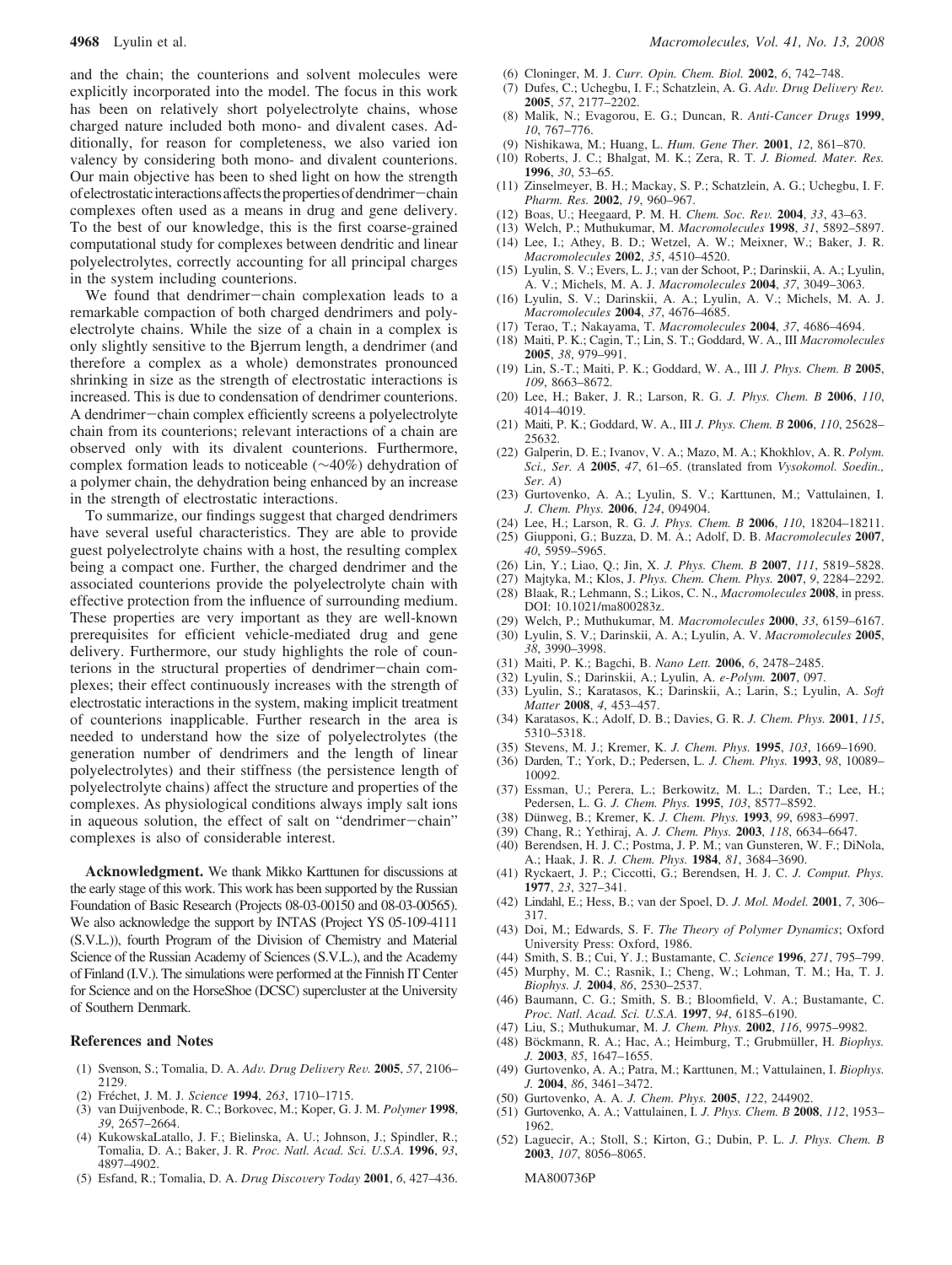and the chain; the counterions and solvent molecules were explicitly incorporated into the model. The focus in this work has been on relatively short polyelectrolyte chains, whose charged nature included both mono- and divalent cases. Additionally, for reason for completeness, we also varied ion valency by considering both mono- and divalent counterions. Our main objective has been to shed light on how the strength of electrostatic interactions affects the properties of dendrimer−chain complexes often used as a means in drug and gene delivery. To the best of our knowledge, this is the first coarse-grained computational study for complexes between dendritic and linear polyelectrolytes, correctly accounting for all principal charges in the system including counterions.

We found that dendrimer−chain complexation leads to a remarkable compaction of both charged dendrimers and polyelectrolyte chains. While the size of a chain in a complex is only slightly sensitive to the Bjerrum length, a dendrimer (and therefore a complex as a whole) demonstrates pronounced shrinking in size as the strength of electrostatic interactions is increased. This is due to condensation of dendrimer counterions. A dendrimer−chain complex efficiently screens a polyelectrolyte chain from its counterions; relevant interactions of a chain are observed only with its divalent counterions. Furthermore, complex formation leads to noticeable (∼40%) dehydration of a polymer chain, the dehydration being enhanced by an increase in the strength of electrostatic interactions.

To summarize, our findings suggest that charged dendrimers have several useful characteristics. They are able to provide guest polyelectrolyte chains with a host, the resulting complex being a compact one. Further, the charged dendrimer and the associated counterions provide the polyelectrolyte chain with effective protection from the influence of surrounding medium. These properties are very important as they are well-known prerequisites for efficient vehicle-mediated drug and gene delivery. Furthermore, our study highlights the role of counterions in the structural properties of dendrimer−chain complexes; their effect continuously increases with the strength of electrostatic interactions in the system, making implicit treatment of counterions inapplicable. Further research in the area is needed to understand how the size of polyelectrolytes (the generation number of dendrimers and the length of linear polyelectrolytes) and their stiffness (the persistence length of polyelectrolyte chains) affect the structure and properties of the complexes. As physiological conditions always imply salt ions in aqueous solution, the effect of salt on "dendrimer−chain" complexes is also of considerable interest.

**Acknowledgment.** We thank Mikko Karttunen for discussions at the early stage of this work. This work has been supported by the Russian Foundation of Basic Research (Projects 08-03-00150 and 08-03-00565). We also acknowledge the support by INTAS (Project YS 05-109-4111 (S.V.L.)), fourth Program of the Division of Chemistry and Material Science of the Russian Academy of Sciences (S.V.L.), and the Academy of Finland (I.V.). The simulations were performed at the Finnish IT Center for Science and on the HorseShoe (DCSC) supercluster at the University of Southern Denmark.

## References and Notes

(1) Svenson, S.; Tomalia, D. A. *Adv. Drug Delivery Rev.* **2005**, *57*, 2106–2129.
(2) Fréchet, J. M. J. *Science* **1994**, *263*, 1710–1715.
(3) van Duijvenbode, R. C.; Borkovec, M.; Koper, G. J. M. *Polymer* **1998**, *39*, 2657–2664.
(4) KukowskaLatallo, J. F.; Bielinska, A. U.; Johnson, J.; Spindler, R.; Tomalia, D. A.; Baker, J. R. *Proc. Natl. Acad. Sci. U.S.A.* **1996**, *93*, 4897–4902.
(5) Esfand, R.; Tomalia, D. A. *Drug Discovery Today* **2001**, *6*, 427–436.
(6) Cloninger, M. J. *Curr. Opin. Chem. Biol.* **2002**, *6*, 742–748.
(7) Dufes, C.; Uchegbu, I. F.; Schatzlein, A. G. *Adv. Drug Delivery Rev.* **2005**, *57*, 2177–2202.
(8) Malik, N.; Evagorou, E. G.; Duncan, R. *Anti-Cancer Drugs* **1999**, *10*, 767–776.
(9) Nishikawa, M.; Huang, L. *Hum. Gene Ther.* **2001**, *12*, 861–870.
(10) Roberts, J. C.; Bhalgat, M. K.; Zera, R. T. *J. Biomed. Mater. Res.* **1996**, *30*, 53–65.
(11) Zinselmeyer, B. H.; Mackay, S. P.; Schatzlein, A. G.; Uchegbu, I. F. *Pharm. Res.* **2002**, *19*, 960–967.
(12) Boas, U.; Heegaard, P. M. H. *Chem. Soc. Rev.* **2004**, *33*, 43–63.
(13) Welch, P.; Muthukumar, M. *Macromolecules* **1998**, *31*, 5892–5897.
(14) Lee, I.; Athey, B. D.; Wetzel, A. W.; Meixner, W.; Baker, J. R. *Macromolecules* **2002**, *35*, 4510–4520.
(15) Lyulin, S. V.; Evers, L. J.; van der Schoot, P.; Darinskii, A. A.; Lyulin, A. V.; Michels, M. A. J. *Macromolecules* **2004**, *37*, 3049–3063.
(16) Lyulin, S. V.; Darinskii, A. A.; Lyulin, A. V.; Michels, M. A. J. *Macromolecules* **2004**, *37*, 4676–4685.
(17) Terao, T.; Nakayama, T. *Macromolecules* **2004**, *37*, 4686–4694.
(18) Maiti, P. K.; Cagin, T.; Lin, S. T.; Goddard, W. A., III *Macromolecules* **2005**, *38*, 979–991.
(19) Lin, S.-T.; Maiti, P. K.; Goddard, W. A., III *J. Phys. Chem. B* **2005**, *109*, 8663–8672.
(20) Lee, H.; Baker, J. R.; Larson, R. G. *J. Phys. Chem. B* **2006**, *110*, 4014–4019.
(21) Maiti, P. K.; Goddard, W. A., III *J. Phys. Chem. B* **2006**, *110*, 25628–25632.
(22) Galperin, D. E.; Ivanov, V. A.; Mazo, M. A.; Khokhlov, A. R. *Polym. Sci., Ser. A* **2005**, *47*, 61–65. (translated from *Vysokomol. Soedin., Ser. A*)
(23) Gurtovenko, A. A.; Lyulin, S. V.; Karttunen, M.; Vattulainen, I. *J. Chem. Phys.* **2006**, *124*, 094904.
(24) Lee, H.; Larson, R. G. *J. Phys. Chem. B* **2006**, *110*, 18204–18211.
(25) Giupponi, G.; Buzza, D. M. A.; Adolf, D. B. *Macromolecules* **2007**, *40*, 5959–5965.
(26) Lin, Y.; Liao, Q.; Jin, X. *J. Phys. Chem. B* **2007**, *111*, 5819–5828.
(27) Majtyka, M.; Klos, J. *Phys. Chem. Chem. Phys.* **2007**, *9*, 2284–2292.
(28) Blaak, R.; Lehmann, S.; Likos, C. N., *Macromolecules* **2008**, in press. DOI: 10.1021/ma800283z.
(29) Welch, P.; Muthukumar, M. *Macromolecules* **2000**, *33*, 6159–6167.
(30) Lyulin, S. V.; Darinskii, A. A.; Lyulin, A. V. *Macromolecules* **2005**, *38*, 3990–3998.
(31) Maiti, P. K.; Bagchi, B. *Nano Lett.* **2006**, *6*, 2478–2485.
(32) Lyulin, S.; Darinskii, A.; Lyulin, A. *e-Polym.* **2007**, 097.
(33) Lyulin, S.; Karatasos, K.; Darinskii, A.; Larin, S.; Lyulin, A. *Soft Matter* **2008**, *4*, 453–457.
(34) Karatasos, K.; Adolf, D. B.; Davies, G. R. *J. Chem. Phys.* **2001**, *115*, 5310–5318.
(35) Stevens, M. J.; Kremer, K. *J. Chem. Phys.* **1995**, *103*, 1669–1690.
(36) Darden, T.; York, D.; Pedersen, L. *J. Chem. Phys.* **1993**, *98*, 10089–10092.
(37) Essman, U.; Perera, L.; Berkowitz, M. L.; Darden, T.; Lee, H.; Pedersen, L. G. *J. Chem. Phys.* **1995**, *103*, 8577–8592.
(38) Dünweg, B.; Kremer, K. *J. Chem. Phys.* **1993**, *99*, 6983–6997.
(39) Chang, R.; Yethiraj, A. *J. Chem. Phys.* **2003**, *118*, 6634–6647.
(40) Berendsen, H. J. C.; Postma, J. P. M.; van Gunsteren, W. F.; DiNola, A.; Haak, J. R. *J. Chem. Phys.* **1984**, *81*, 3684–3690.
(41) Ryckaert, J. P.; Ciccotti, G.; Berendsen, H. J. C. *J. Comput. Phys.* **1977**, *23*, 327–341.
(42) Lindahl, E.; Hess, B.; van der Spoel, D. *J. Mol. Model.* **2001**, *7*, 306–317.
(43) Doi, M.; Edwards, S. F. *The Theory of Polymer Dynamics*; Oxford University Press: Oxford, 1986.
(44) Smith, S. B.; Cui, Y. J.; Bustamante, C. *Science* **1996**, *271*, 795–799.
(45) Murphy, M. C.; Rasnik, I.; Cheng, W.; Lohman, T. M.; Ha, T. J. *Biophys. J.* **2004**, *86*, 2530–2537.
(46) Baumann, C. G.; Smith, S. B.; Bloomfield, V. A.; Bustamante, C. *Proc. Natl. Acad. Sci. U.S.A.* **1997**, *94*, 6185–6190.
(47) Liu, S.; Muthukumar, M. *J. Chem. Phys.* **2002**, *116*, 9975–9982.
(48) Böckmann, R. A.; Hac, A.; Heimburg, T.; Grubmüller, H. *Biophys. J.* **2003**, *85*, 1647–1655.
(49) Gurtovenko, A. A.; Patra, M.; Karttunen, M.; Vattulainen, I. *Biophys. J.* **2004**, *86*, 3461–3472.
(50) Gurtovenko, A. A. *J. Chem. Phys.* **2005**, *122*, 244902.
(51) Gurtovenko, A. A.; Vattulainen, I. *J. Phys. Chem. B* **2008**, *112*, 1953–1962.
(52) Laguecir, A.; Stoll, S.; Kirton, G.; Dubin, P. L. *J. Phys. Chem. B* **2003**, *107*, 8056–8065.

MA800736P